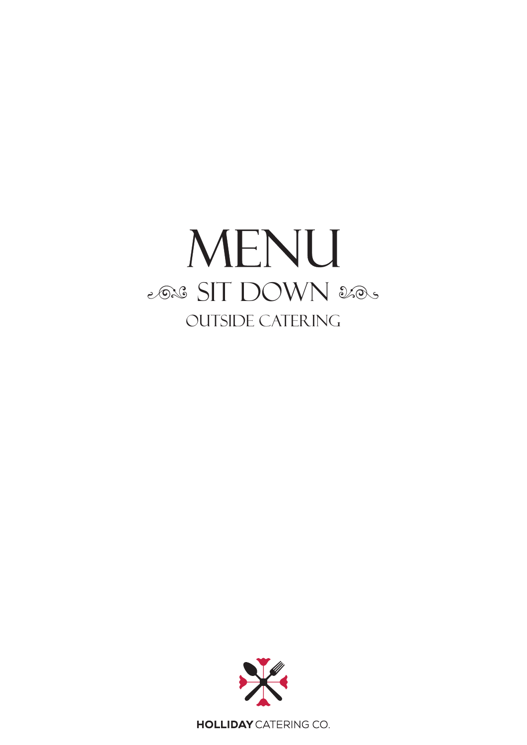# MENU

## SIT DOWN

### OUTSIDE CATERING

**HOLLIDAY** CATERING CO.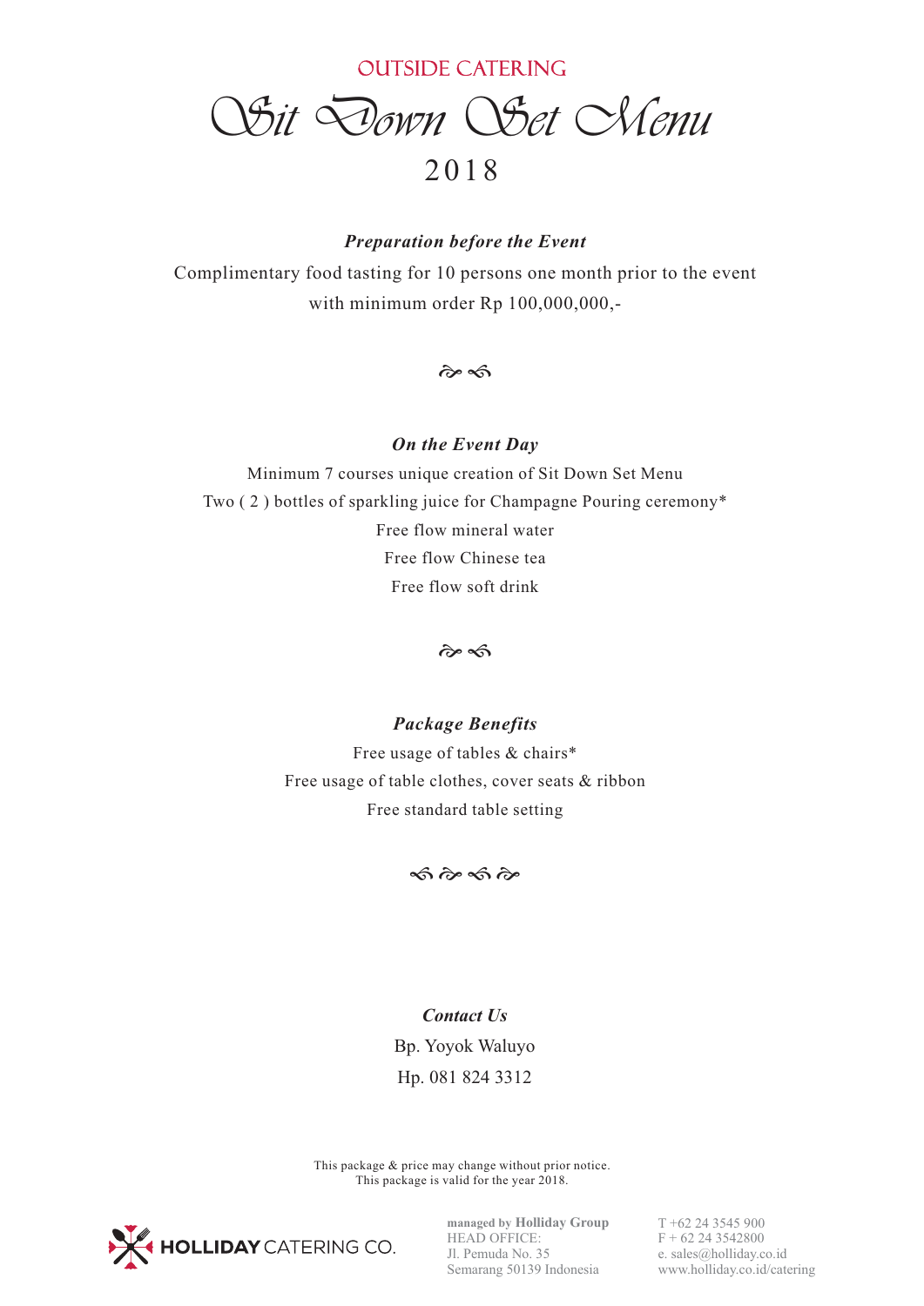OUTSIDE CATERING

# *Sit Down Set Menu*

2018

***Preparation before the Event***

Complimentary food tasting for 10 persons one month prior to the event with minimum order Rp 100,000,000,-

***On the Event Day***

Minimum 7 courses unique creation of Sit Down Set Menu
Two ( 2 ) bottles of sparkling juice for Champagne Pouring ceremony*
Free flow mineral water
Free flow Chinese tea
Free flow soft drink

***Package Benefits***

Free usage of tables & chairs*
Free usage of table clothes, cover seats & ribbon
Free standard table setting

***Contact Us***

Bp. Yoyok Waluyo
Hp. 081 824 3312

This package & price may change without prior notice.
This package is valid for the year 2018.

HOLLIDAY CATERING CO.

managed by **Holliday Group**
HEAD OFFICE:
Jl. Pemuda No. 35
Semarang 50139 Indonesia

T +62 24 3545 900
F + 62 24 3542800
e. sales@holliday.co.id
www.holliday.co.id/catering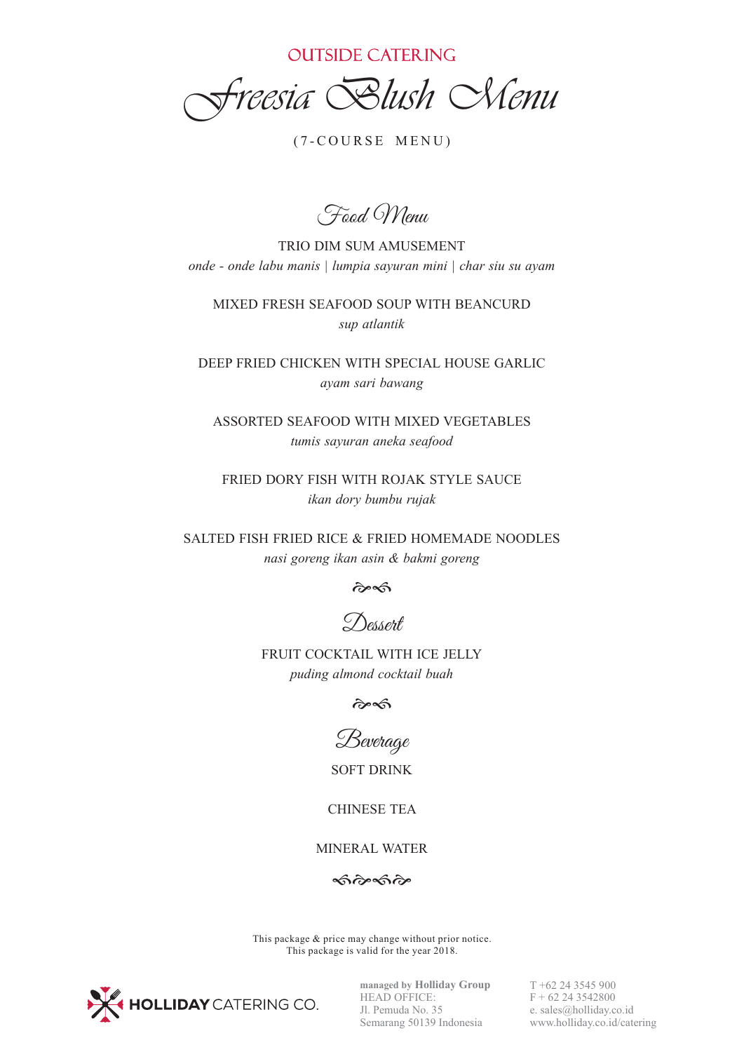OUTSIDE CATERING

# *Freesia Blush Menu*

(7-COURSE MENU)

## *Food Menu*

TRIO DIM SUM AMUSEMENT
*onde - onde labu manis | lumpia sayuran mini | char siu su ayam*

MIXED FRESH SEAFOOD SOUP WITH BEANCURD
*sup atlantik*

DEEP FRIED CHICKEN WITH SPECIAL HOUSE GARLIC
*ayam sari bawang*

ASSORTED SEAFOOD WITH MIXED VEGETABLES
*tumis sayuran aneka seafood*

FRIED DORY FISH WITH ROJAK STYLE SAUCE
*ikan dory bumbu rujak*

SALTED FISH FRIED RICE & FRIED HOMEMADE NOODLES
*nasi goreng ikan asin & bakmi goreng*

## *Dessert*

FRUIT COCKTAIL WITH ICE JELLY
*puding almond cocktail buah*

## *Beverage*

SOFT DRINK

CHINESE TEA

MINERAL WATER

This package & price may change without prior notice.
This package is valid for the year 2018.

HOLLIDAY CATERING CO.

managed by **Holliday Group**
HEAD OFFICE:
Jl. Pemuda No. 35
Semarang 50139 Indonesia

T +62 24 3545 900
F + 62 24 3542800
e. sales@holliday.co.id
www.holliday.co.id/catering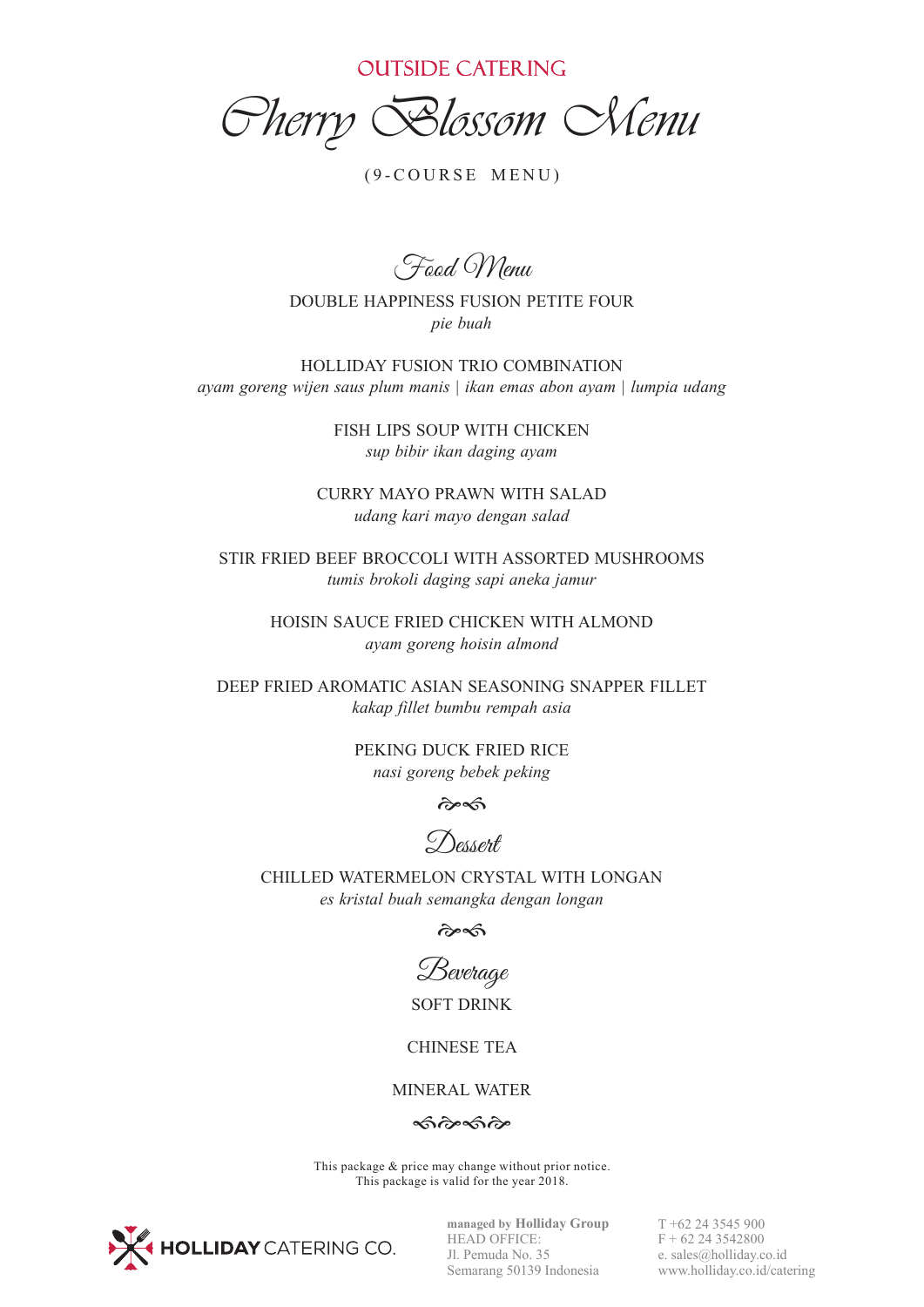OUTSIDE CATERING

# Cherry Blossom Menu

(9-COURSE MENU)

## Food Menu

DOUBLE HAPPINESS FUSION PETITE FOUR
*pie buah*

HOLLIDAY FUSION TRIO COMBINATION
*ayam goreng wijen saus plum manis | ikan emas abon ayam | lumpia udang*

FISH LIPS SOUP WITH CHICKEN
*sup bibir ikan daging ayam*

CURRY MAYO PRAWN WITH SALAD
*udang kari mayo dengan salad*

STIR FRIED BEEF BROCCOLI WITH ASSORTED MUSHROOMS
*tumis brokoli daging sapi aneka jamur*

HOISIN SAUCE FRIED CHICKEN WITH ALMOND
*ayam goreng hoisin almond*

DEEP FRIED AROMATIC ASIAN SEASONING SNAPPER FILLET
*kakap fillet bumbu rempah asia*

PEKING DUCK FRIED RICE
*nasi goreng bebek peking*

## Dessert

CHILLED WATERMELON CRYSTAL WITH LONGAN
*es kristal buah semangka dengan longan*

## Beverage

SOFT DRINK

CHINESE TEA

MINERAL WATER

This package & price may change without prior notice.
This package is valid for the year 2018.

HOLLIDAY CATERING CO.

managed by **Holliday Group**
HEAD OFFICE:
Jl. Pemuda No. 35
Semarang 50139 Indonesia

T +62 24 3545 900
F + 62 24 3542800
e. sales@holliday.co.id
www.holliday.co.id/catering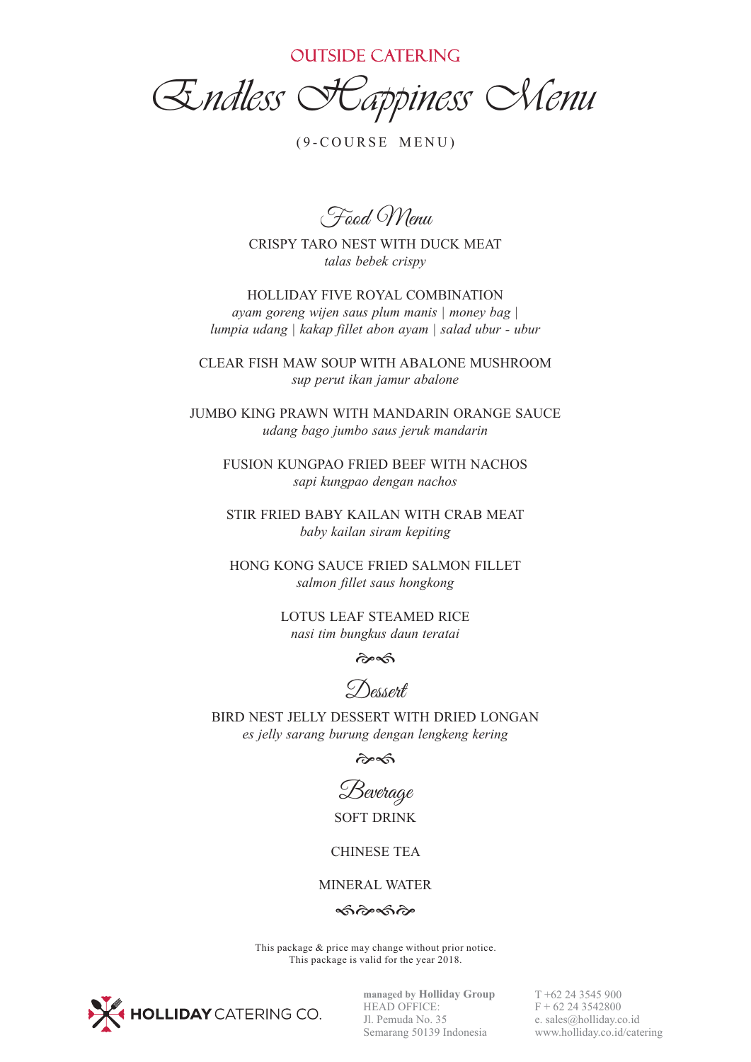OUTSIDE CATERING

# Endless Happiness Menu

(9-COURSE MENU)

## Food Menu

CRISPY TARO NEST WITH DUCK MEAT
*talas bebek crispy*

HOLLIDAY FIVE ROYAL COMBINATION
*ayam goreng wijen saus plum manis | money bag |*
*lumpia udang | kakap fillet abon ayam | salad ubur - ubur*

CLEAR FISH MAW SOUP WITH ABALONE MUSHROOM
*sup perut ikan jamur abalone*

JUMBO KING PRAWN WITH MANDARIN ORANGE SAUCE
*udang bago jumbo saus jeruk mandarin*

FUSION KUNGPAO FRIED BEEF WITH NACHOS
*sapi kungpao dengan nachos*

STIR FRIED BABY KAILAN WITH CRAB MEAT
*baby kailan siram kepiting*

HONG KONG SAUCE FRIED SALMON FILLET
*salmon fillet saus hongkong*

LOTUS LEAF STEAMED RICE
*nasi tim bungkus daun teratai*

## Dessert

BIRD NEST JELLY DESSERT WITH DRIED LONGAN
*es jelly sarang burung dengan lengkeng kering*

## Beverage

SOFT DRINK

CHINESE TEA

MINERAL WATER

This package & price may change without prior notice.
This package is valid for the year 2018.

HOLLIDAY CATERING CO.

managed by **Holliday Group**
HEAD OFFICE:
Jl. Pemuda No. 35
Semarang 50139 Indonesia

T +62 24 3545 900
F + 62 24 3542800
e. sales@holliday.co.id
www.holliday.co.id/catering